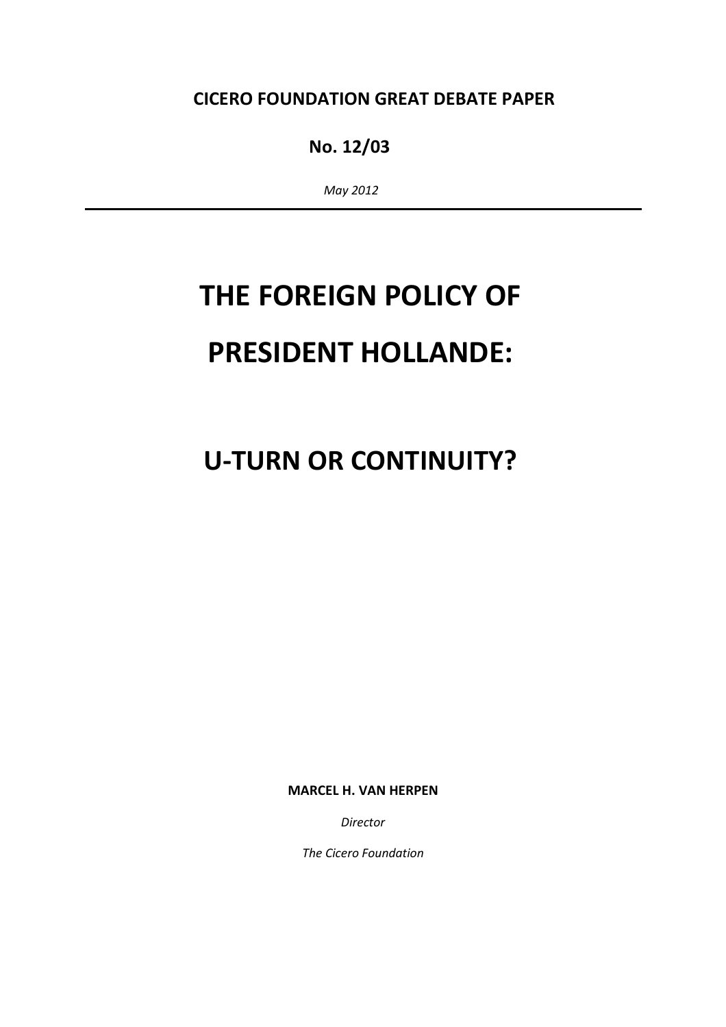**CICERO FOUNDATION GREAT DEBATE PAPER**

**No. 12/03**

*May 2012*

---

# THE FOREIGN POLICY OF PRESIDENT HOLLANDE:

# U-TURN OR CONTINUITY?

**MARCEL H. VAN HERPEN**

*Director*

*The Cicero Foundation*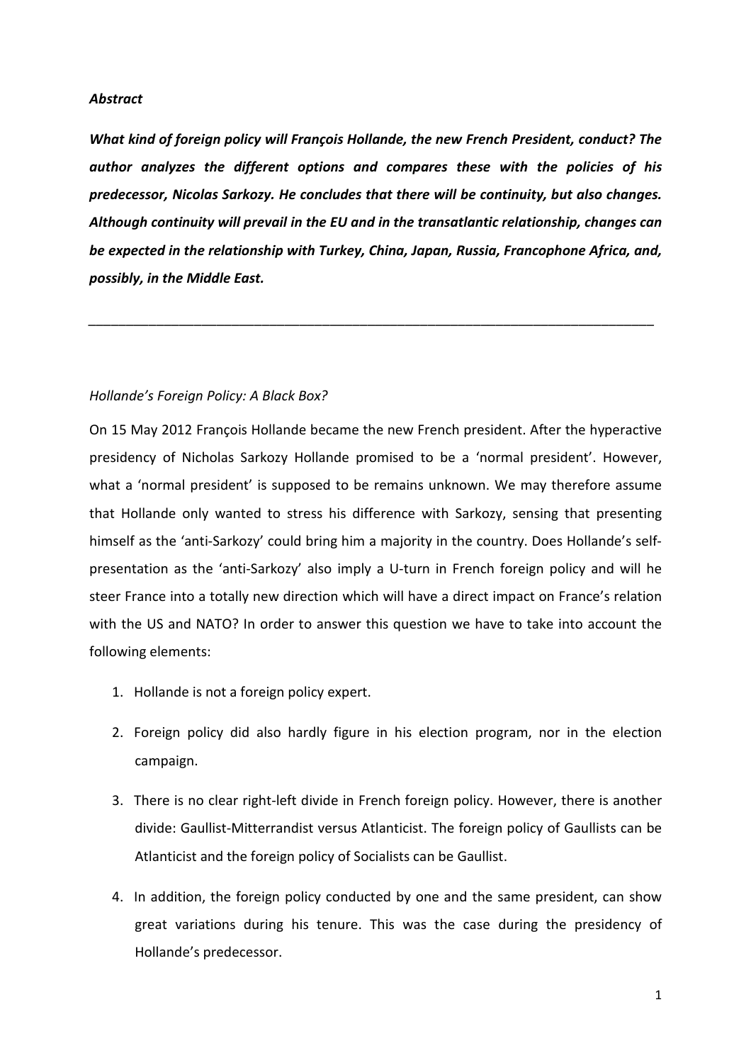***Abstract***

***What kind of foreign policy will François Hollande, the new French President, conduct? The author analyzes the different options and compares these with the policies of his predecessor, Nicolas Sarkozy. He concludes that there will be continuity, but also changes. Although continuity will prevail in the EU and in the transatlantic relationship, changes can be expected in the relationship with Turkey, China, Japan, Russia, Francophone Africa, and, possibly, in the Middle East.***

---

*Hollande's Foreign Policy: A Black Box?*

On 15 May 2012 François Hollande became the new French president. After the hyperactive presidency of Nicholas Sarkozy Hollande promised to be a 'normal president'. However, what a 'normal president' is supposed to be remains unknown. We may therefore assume that Hollande only wanted to stress his difference with Sarkozy, sensing that presenting himself as the 'anti-Sarkozy' could bring him a majority in the country. Does Hollande's self-presentation as the 'anti-Sarkozy' also imply a U-turn in French foreign policy and will he steer France into a totally new direction which will have a direct impact on France's relation with the US and NATO? In order to answer this question we have to take into account the following elements:

1. Hollande is not a foreign policy expert.
2. Foreign policy did also hardly figure in his election program, nor in the election campaign.
3. There is no clear right-left divide in French foreign policy. However, there is another divide: Gaullist-Mitterrandist versus Atlanticist. The foreign policy of Gaullists can be Atlanticist and the foreign policy of Socialists can be Gaullist.
4. In addition, the foreign policy conducted by one and the same president, can show great variations during his tenure. This was the case during the presidency of Hollande's predecessor.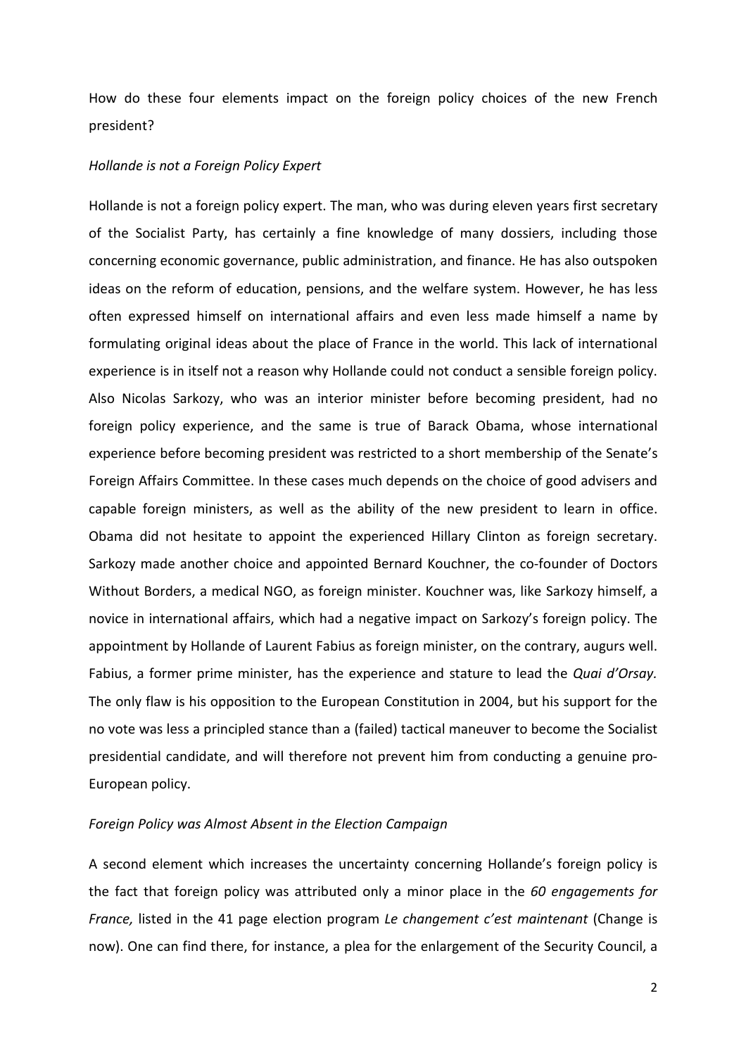How do these four elements impact on the foreign policy choices of the new French president?

*Hollande is not a Foreign Policy Expert*

Hollande is not a foreign policy expert. The man, who was during eleven years first secretary of the Socialist Party, has certainly a fine knowledge of many dossiers, including those concerning economic governance, public administration, and finance. He has also outspoken ideas on the reform of education, pensions, and the welfare system. However, he has less often expressed himself on international affairs and even less made himself a name by formulating original ideas about the place of France in the world. This lack of international experience is in itself not a reason why Hollande could not conduct a sensible foreign policy. Also Nicolas Sarkozy, who was an interior minister before becoming president, had no foreign policy experience, and the same is true of Barack Obama, whose international experience before becoming president was restricted to a short membership of the Senate's Foreign Affairs Committee. In these cases much depends on the choice of good advisers and capable foreign ministers, as well as the ability of the new president to learn in office. Obama did not hesitate to appoint the experienced Hillary Clinton as foreign secretary. Sarkozy made another choice and appointed Bernard Kouchner, the co-founder of Doctors Without Borders, a medical NGO, as foreign minister. Kouchner was, like Sarkozy himself, a novice in international affairs, which had a negative impact on Sarkozy's foreign policy. The appointment by Hollande of Laurent Fabius as foreign minister, on the contrary, augurs well. Fabius, a former prime minister, has the experience and stature to lead the *Quai d'Orsay.* The only flaw is his opposition to the European Constitution in 2004, but his support for the no vote was less a principled stance than a (failed) tactical maneuver to become the Socialist presidential candidate, and will therefore not prevent him from conducting a genuine pro-European policy.

*Foreign Policy was Almost Absent in the Election Campaign*

A second element which increases the uncertainty concerning Hollande's foreign policy is the fact that foreign policy was attributed only a minor place in the *60 engagements for France,* listed in the 41 page election program *Le changement c'est maintenant* (Change is now). One can find there, for instance, a plea for the enlargement of the Security Council, a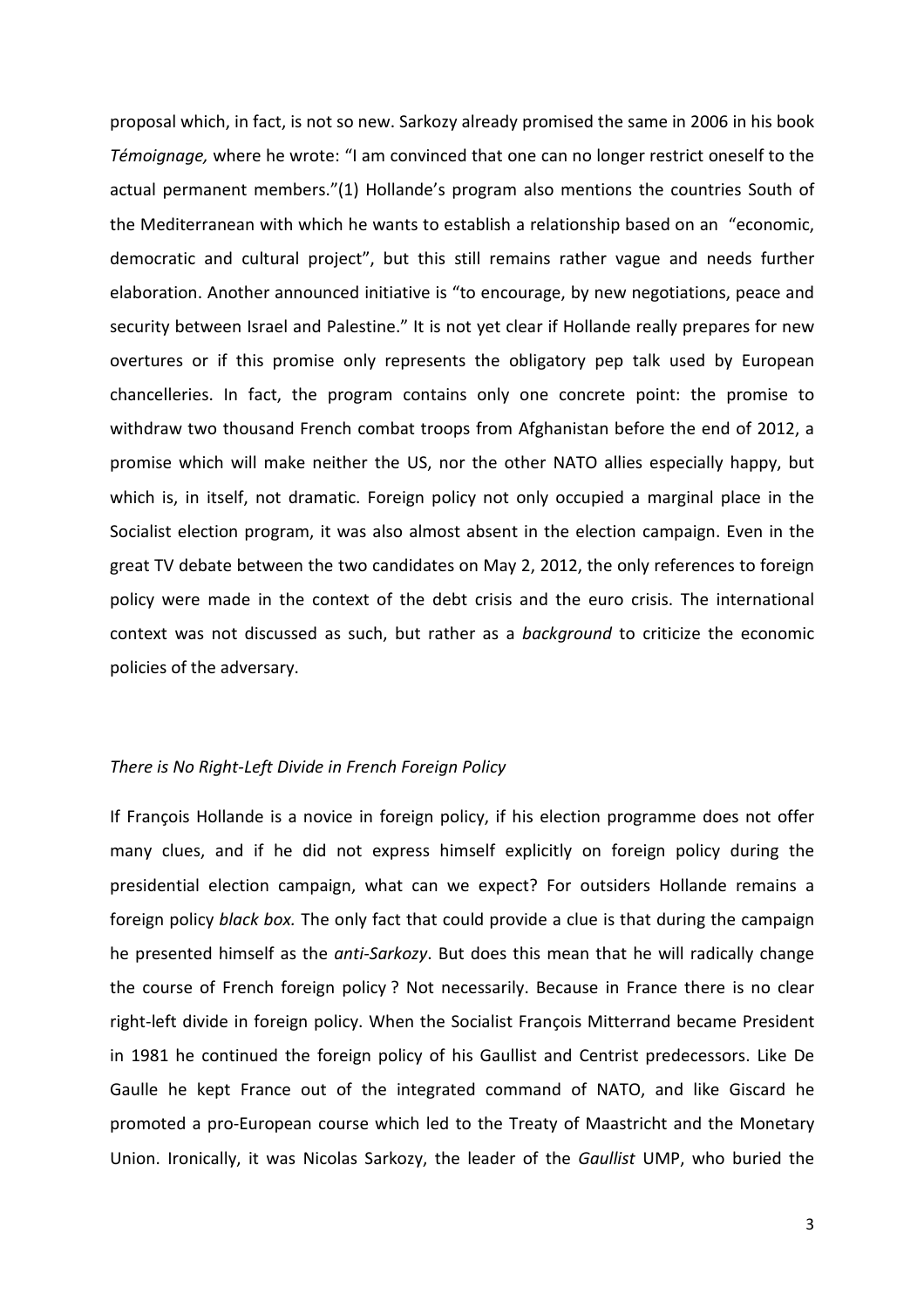proposal which, in fact, is not so new. Sarkozy already promised the same in 2006 in his book *Témoignage,* where he wrote: "I am convinced that one can no longer restrict oneself to the actual permanent members."(1) Hollande's program also mentions the countries South of the Mediterranean with which he wants to establish a relationship based on an "economic, democratic and cultural project", but this still remains rather vague and needs further elaboration. Another announced initiative is "to encourage, by new negotiations, peace and security between Israel and Palestine." It is not yet clear if Hollande really prepares for new overtures or if this promise only represents the obligatory pep talk used by European chancelleries. In fact, the program contains only one concrete point: the promise to withdraw two thousand French combat troops from Afghanistan before the end of 2012, a promise which will make neither the US, nor the other NATO allies especially happy, but which is, in itself, not dramatic. Foreign policy not only occupied a marginal place in the Socialist election program, it was also almost absent in the election campaign. Even in the great TV debate between the two candidates on May 2, 2012, the only references to foreign policy were made in the context of the debt crisis and the euro crisis. The international context was not discussed as such, but rather as a *background* to criticize the economic policies of the adversary.

*There is No Right-Left Divide in French Foreign Policy*

If François Hollande is a novice in foreign policy, if his election programme does not offer many clues, and if he did not express himself explicitly on foreign policy during the presidential election campaign, what can we expect? For outsiders Hollande remains a foreign policy *black box.* The only fact that could provide a clue is that during the campaign he presented himself as the *anti-Sarkozy*. But does this mean that he will radically change the course of French foreign policy ? Not necessarily. Because in France there is no clear right-left divide in foreign policy. When the Socialist François Mitterrand became President in 1981 he continued the foreign policy of his Gaullist and Centrist predecessors. Like De Gaulle he kept France out of the integrated command of NATO, and like Giscard he promoted a pro-European course which led to the Treaty of Maastricht and the Monetary Union. Ironically, it was Nicolas Sarkozy, the leader of the *Gaullist* UMP, who buried the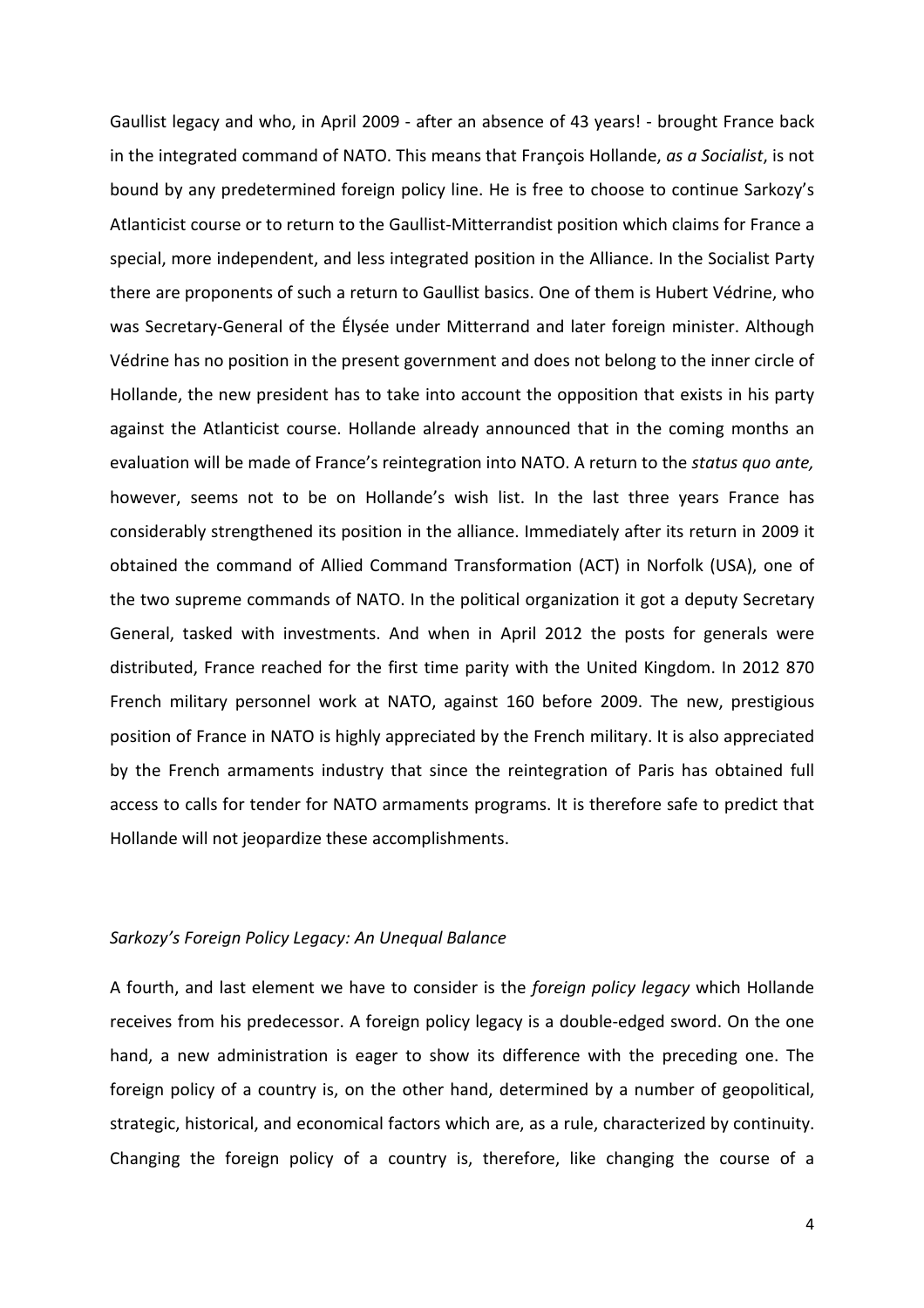Gaullist legacy and who, in April 2009 - after an absence of 43 years! - brought France back in the integrated command of NATO. This means that François Hollande, *as a Socialist*, is not bound by any predetermined foreign policy line. He is free to choose to continue Sarkozy's Atlanticist course or to return to the Gaullist-Mitterrandist position which claims for France a special, more independent, and less integrated position in the Alliance. In the Socialist Party there are proponents of such a return to Gaullist basics. One of them is Hubert Védrine, who was Secretary-General of the Élysée under Mitterrand and later foreign minister. Although Védrine has no position in the present government and does not belong to the inner circle of Hollande, the new president has to take into account the opposition that exists in his party against the Atlanticist course. Hollande already announced that in the coming months an evaluation will be made of France's reintegration into NATO. A return to the *status quo ante,* however, seems not to be on Hollande's wish list. In the last three years France has considerably strengthened its position in the alliance. Immediately after its return in 2009 it obtained the command of Allied Command Transformation (ACT) in Norfolk (USA), one of the two supreme commands of NATO. In the political organization it got a deputy Secretary General, tasked with investments. And when in April 2012 the posts for generals were distributed, France reached for the first time parity with the United Kingdom. In 2012 870 French military personnel work at NATO, against 160 before 2009. The new, prestigious position of France in NATO is highly appreciated by the French military. It is also appreciated by the French armaments industry that since the reintegration of Paris has obtained full access to calls for tender for NATO armaments programs. It is therefore safe to predict that Hollande will not jeopardize these accomplishments.

### *Sarkozy's Foreign Policy Legacy: An Unequal Balance*

A fourth, and last element we have to consider is the *foreign policy legacy* which Hollande receives from his predecessor. A foreign policy legacy is a double-edged sword. On the one hand, a new administration is eager to show its difference with the preceding one. The foreign policy of a country is, on the other hand, determined by a number of geopolitical, strategic, historical, and economical factors which are, as a rule, characterized by continuity. Changing the foreign policy of a country is, therefore, like changing the course of a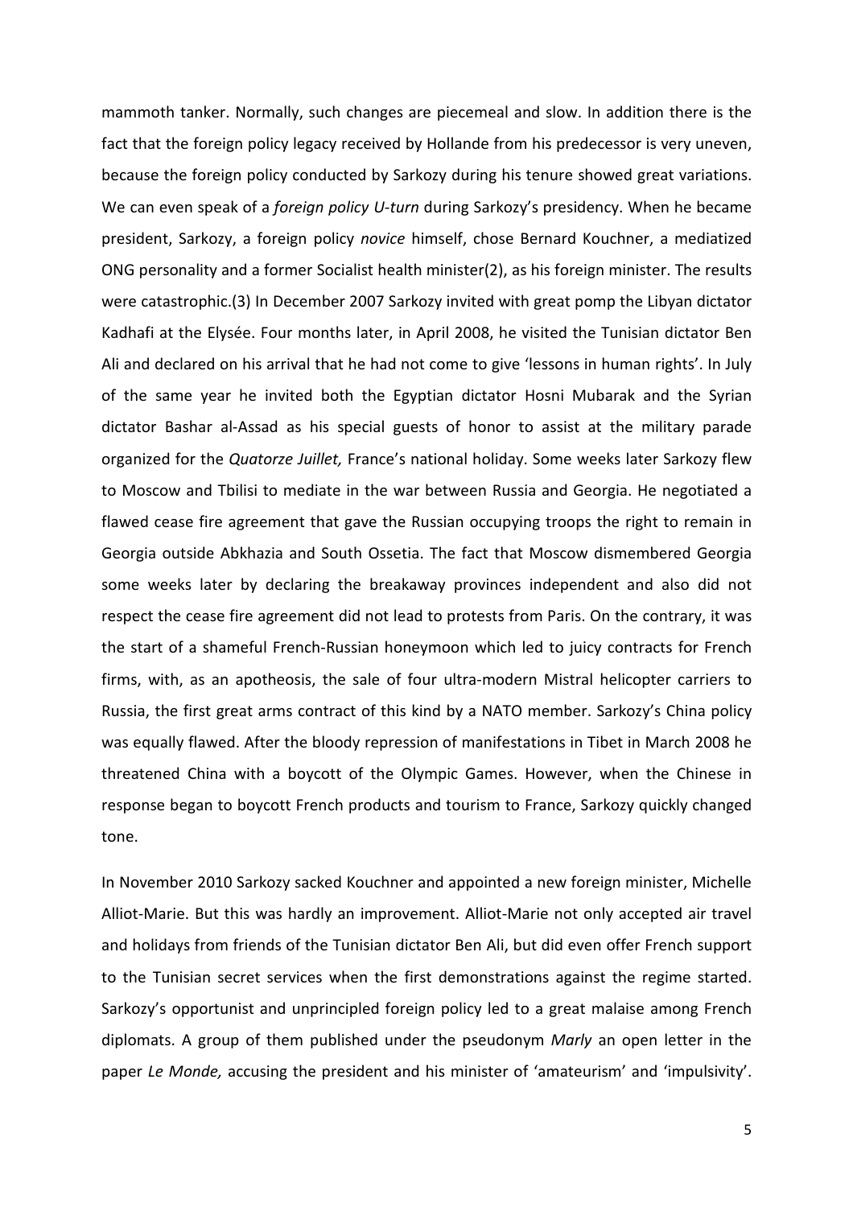mammoth tanker. Normally, such changes are piecemeal and slow. In addition there is the fact that the foreign policy legacy received by Hollande from his predecessor is very uneven, because the foreign policy conducted by Sarkozy during his tenure showed great variations. We can even speak of a *foreign policy U-turn* during Sarkozy's presidency. When he became president, Sarkozy, a foreign policy *novice* himself, chose Bernard Kouchner, a mediatized ONG personality and a former Socialist health minister(2), as his foreign minister. The results were catastrophic.(3) In December 2007 Sarkozy invited with great pomp the Libyan dictator Kadhafi at the Elysée. Four months later, in April 2008, he visited the Tunisian dictator Ben Ali and declared on his arrival that he had not come to give 'lessons in human rights'. In July of the same year he invited both the Egyptian dictator Hosni Mubarak and the Syrian dictator Bashar al-Assad as his special guests of honor to assist at the military parade organized for the *Quatorze Juillet,* France's national holiday. Some weeks later Sarkozy flew to Moscow and Tbilisi to mediate in the war between Russia and Georgia. He negotiated a flawed cease fire agreement that gave the Russian occupying troops the right to remain in Georgia outside Abkhazia and South Ossetia. The fact that Moscow dismembered Georgia some weeks later by declaring the breakaway provinces independent and also did not respect the cease fire agreement did not lead to protests from Paris. On the contrary, it was the start of a shameful French-Russian honeymoon which led to juicy contracts for French firms, with, as an apotheosis, the sale of four ultra-modern Mistral helicopter carriers to Russia, the first great arms contract of this kind by a NATO member. Sarkozy's China policy was equally flawed. After the bloody repression of manifestations in Tibet in March 2008 he threatened China with a boycott of the Olympic Games. However, when the Chinese in response began to boycott French products and tourism to France, Sarkozy quickly changed tone.

In November 2010 Sarkozy sacked Kouchner and appointed a new foreign minister, Michelle Alliot-Marie. But this was hardly an improvement. Alliot-Marie not only accepted air travel and holidays from friends of the Tunisian dictator Ben Ali, but did even offer French support to the Tunisian secret services when the first demonstrations against the regime started. Sarkozy's opportunist and unprincipled foreign policy led to a great malaise among French diplomats. A group of them published under the pseudonym *Marly* an open letter in the paper *Le Monde,* accusing the president and his minister of 'amateurism' and 'impulsivity'.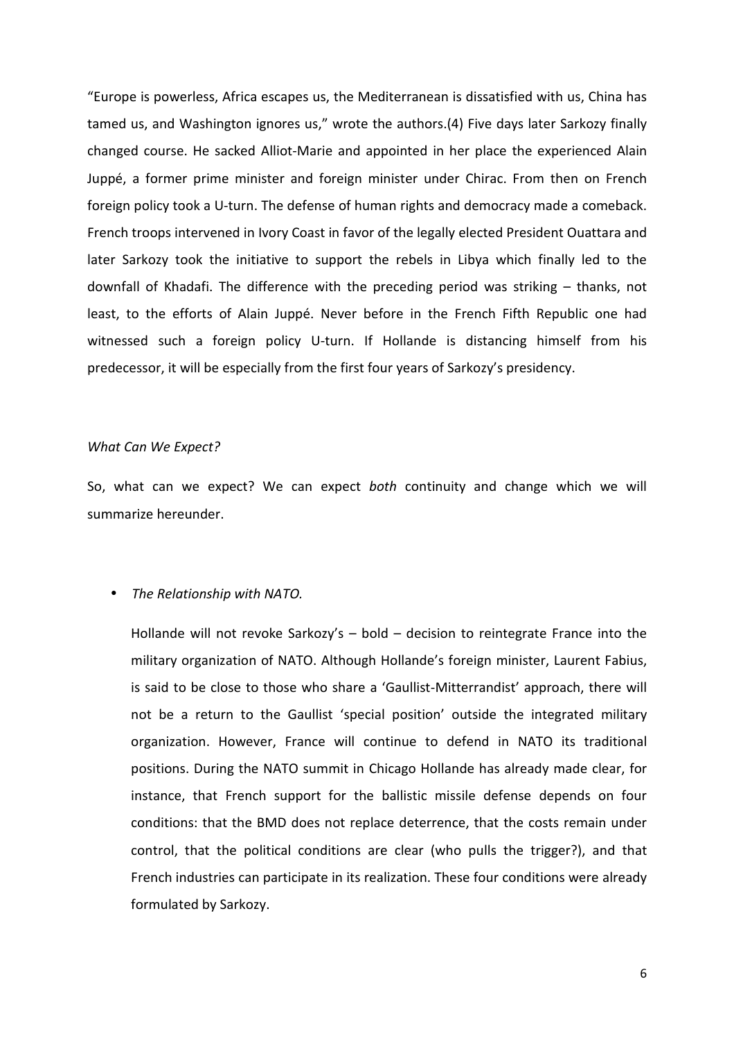"Europe is powerless, Africa escapes us, the Mediterranean is dissatisfied with us, China has tamed us, and Washington ignores us," wrote the authors.(4) Five days later Sarkozy finally changed course. He sacked Alliot-Marie and appointed in her place the experienced Alain Juppé, a former prime minister and foreign minister under Chirac. From then on French foreign policy took a U-turn. The defense of human rights and democracy made a comeback. French troops intervened in Ivory Coast in favor of the legally elected President Ouattara and later Sarkozy took the initiative to support the rebels in Libya which finally led to the downfall of Khadafi. The difference with the preceding period was striking – thanks, not least, to the efforts of Alain Juppé. Never before in the French Fifth Republic one had witnessed such a foreign policy U-turn. If Hollande is distancing himself from his predecessor, it will be especially from the first four years of Sarkozy's presidency.

*What Can We Expect?*

So, what can we expect? We can expect *both* continuity and change which we will summarize hereunder.

- *The Relationship with NATO.*

  Hollande will not revoke Sarkozy's – bold – decision to reintegrate France into the military organization of NATO. Although Hollande's foreign minister, Laurent Fabius, is said to be close to those who share a 'Gaullist-Mitterrandist' approach, there will not be a return to the Gaullist 'special position' outside the integrated military organization. However, France will continue to defend in NATO its traditional positions. During the NATO summit in Chicago Hollande has already made clear, for instance, that French support for the ballistic missile defense depends on four conditions: that the BMD does not replace deterrence, that the costs remain under control, that the political conditions are clear (who pulls the trigger?), and that French industries can participate in its realization. These four conditions were already formulated by Sarkozy.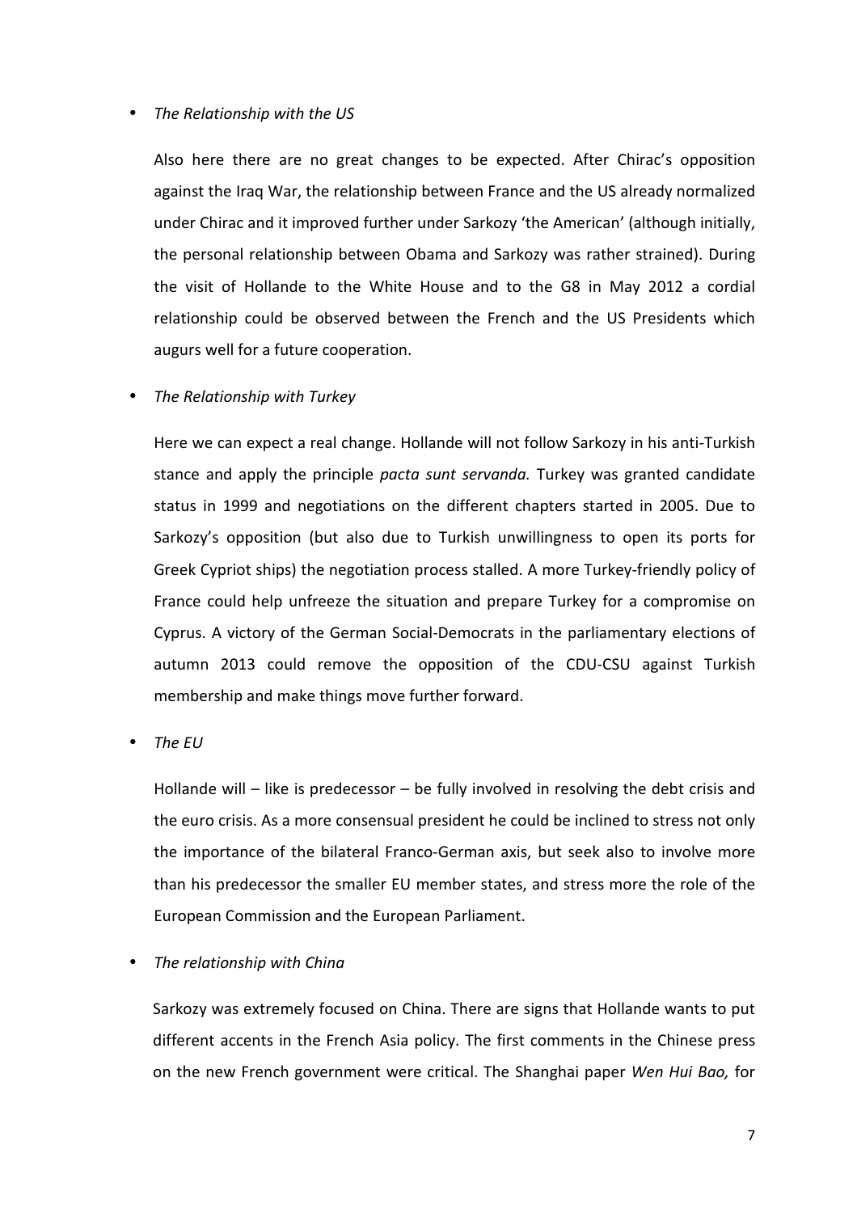- *The Relationship with the US*

  Also here there are no great changes to be expected. After Chirac's opposition against the Iraq War, the relationship between France and the US already normalized under Chirac and it improved further under Sarkozy 'the American' (although initially, the personal relationship between Obama and Sarkozy was rather strained). During the visit of Hollande to the White House and to the G8 in May 2012 a cordial relationship could be observed between the French and the US Presidents which augurs well for a future cooperation.

- *The Relationship with Turkey*

  Here we can expect a real change. Hollande will not follow Sarkozy in his anti-Turkish stance and apply the principle *pacta sunt servanda.* Turkey was granted candidate status in 1999 and negotiations on the different chapters started in 2005. Due to Sarkozy's opposition (but also due to Turkish unwillingness to open its ports for Greek Cypriot ships) the negotiation process stalled. A more Turkey-friendly policy of France could help unfreeze the situation and prepare Turkey for a compromise on Cyprus. A victory of the German Social-Democrats in the parliamentary elections of autumn 2013 could remove the opposition of the CDU-CSU against Turkish membership and make things move further forward.

- *The EU*

  Hollande will – like is predecessor – be fully involved in resolving the debt crisis and the euro crisis. As a more consensual president he could be inclined to stress not only the importance of the bilateral Franco-German axis, but seek also to involve more than his predecessor the smaller EU member states, and stress more the role of the European Commission and the European Parliament.

- *The relationship with China*

  Sarkozy was extremely focused on China. There are signs that Hollande wants to put different accents in the French Asia policy. The first comments in the Chinese press on the new French government were critical. The Shanghai paper *Wen Hui Bao,* for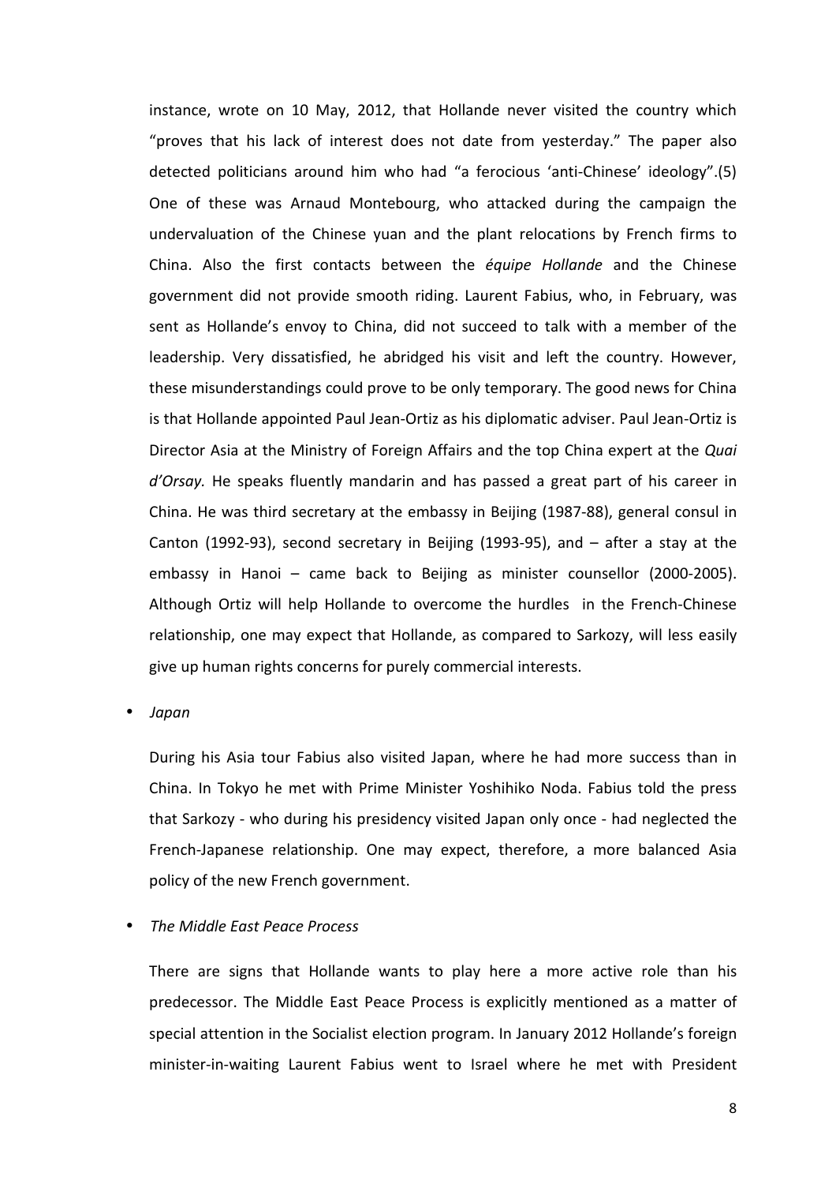instance, wrote on 10 May, 2012, that Hollande never visited the country which "proves that his lack of interest does not date from yesterday." The paper also detected politicians around him who had "a ferocious 'anti-Chinese' ideology".(5) One of these was Arnaud Montebourg, who attacked during the campaign the undervaluation of the Chinese yuan and the plant relocations by French firms to China. Also the first contacts between the *équipe Hollande* and the Chinese government did not provide smooth riding. Laurent Fabius, who, in February, was sent as Hollande's envoy to China, did not succeed to talk with a member of the leadership. Very dissatisfied, he abridged his visit and left the country. However, these misunderstandings could prove to be only temporary. The good news for China is that Hollande appointed Paul Jean-Ortiz as his diplomatic adviser. Paul Jean-Ortiz is Director Asia at the Ministry of Foreign Affairs and the top China expert at the *Quai d'Orsay.* He speaks fluently mandarin and has passed a great part of his career in China. He was third secretary at the embassy in Beijing (1987-88), general consul in Canton (1992-93), second secretary in Beijing (1993-95), and – after a stay at the embassy in Hanoi – came back to Beijing as minister counsellor (2000-2005). Although Ortiz will help Hollande to overcome the hurdles in the French-Chinese relationship, one may expect that Hollande, as compared to Sarkozy, will less easily give up human rights concerns for purely commercial interests.

- *Japan*

  During his Asia tour Fabius also visited Japan, where he had more success than in China. In Tokyo he met with Prime Minister Yoshihiko Noda. Fabius told the press that Sarkozy - who during his presidency visited Japan only once - had neglected the French-Japanese relationship. One may expect, therefore, a more balanced Asia policy of the new French government.

- *The Middle East Peace Process*

  There are signs that Hollande wants to play here a more active role than his predecessor. The Middle East Peace Process is explicitly mentioned as a matter of special attention in the Socialist election program. In January 2012 Hollande's foreign minister-in-waiting Laurent Fabius went to Israel where he met with President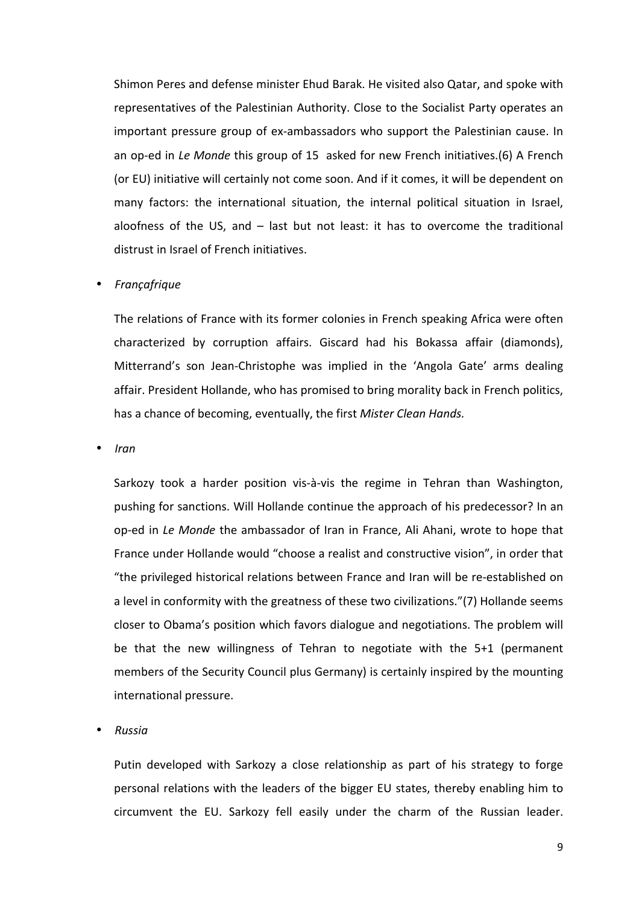Shimon Peres and defense minister Ehud Barak. He visited also Qatar, and spoke with representatives of the Palestinian Authority. Close to the Socialist Party operates an important pressure group of ex-ambassadors who support the Palestinian cause. In an op-ed in *Le Monde* this group of 15 asked for new French initiatives.(6) A French (or EU) initiative will certainly not come soon. And if it comes, it will be dependent on many factors: the international situation, the internal political situation in Israel, aloofness of the US, and – last but not least: it has to overcome the traditional distrust in Israel of French initiatives.

- *Françafrique*

  The relations of France with its former colonies in French speaking Africa were often characterized by corruption affairs. Giscard had his Bokassa affair (diamonds), Mitterrand's son Jean-Christophe was implied in the 'Angola Gate' arms dealing affair. President Hollande, who has promised to bring morality back in French politics, has a chance of becoming, eventually, the first *Mister Clean Hands.*

- *Iran*

  Sarkozy took a harder position vis-à-vis the regime in Tehran than Washington, pushing for sanctions. Will Hollande continue the approach of his predecessor? In an op-ed in *Le Monde* the ambassador of Iran in France, Ali Ahani, wrote to hope that France under Hollande would "choose a realist and constructive vision", in order that "the privileged historical relations between France and Iran will be re-established on a level in conformity with the greatness of these two civilizations."(7) Hollande seems closer to Obama's position which favors dialogue and negotiations. The problem will be that the new willingness of Tehran to negotiate with the 5+1 (permanent members of the Security Council plus Germany) is certainly inspired by the mounting international pressure.

- *Russia*

  Putin developed with Sarkozy a close relationship as part of his strategy to forge personal relations with the leaders of the bigger EU states, thereby enabling him to circumvent the EU. Sarkozy fell easily under the charm of the Russian leader.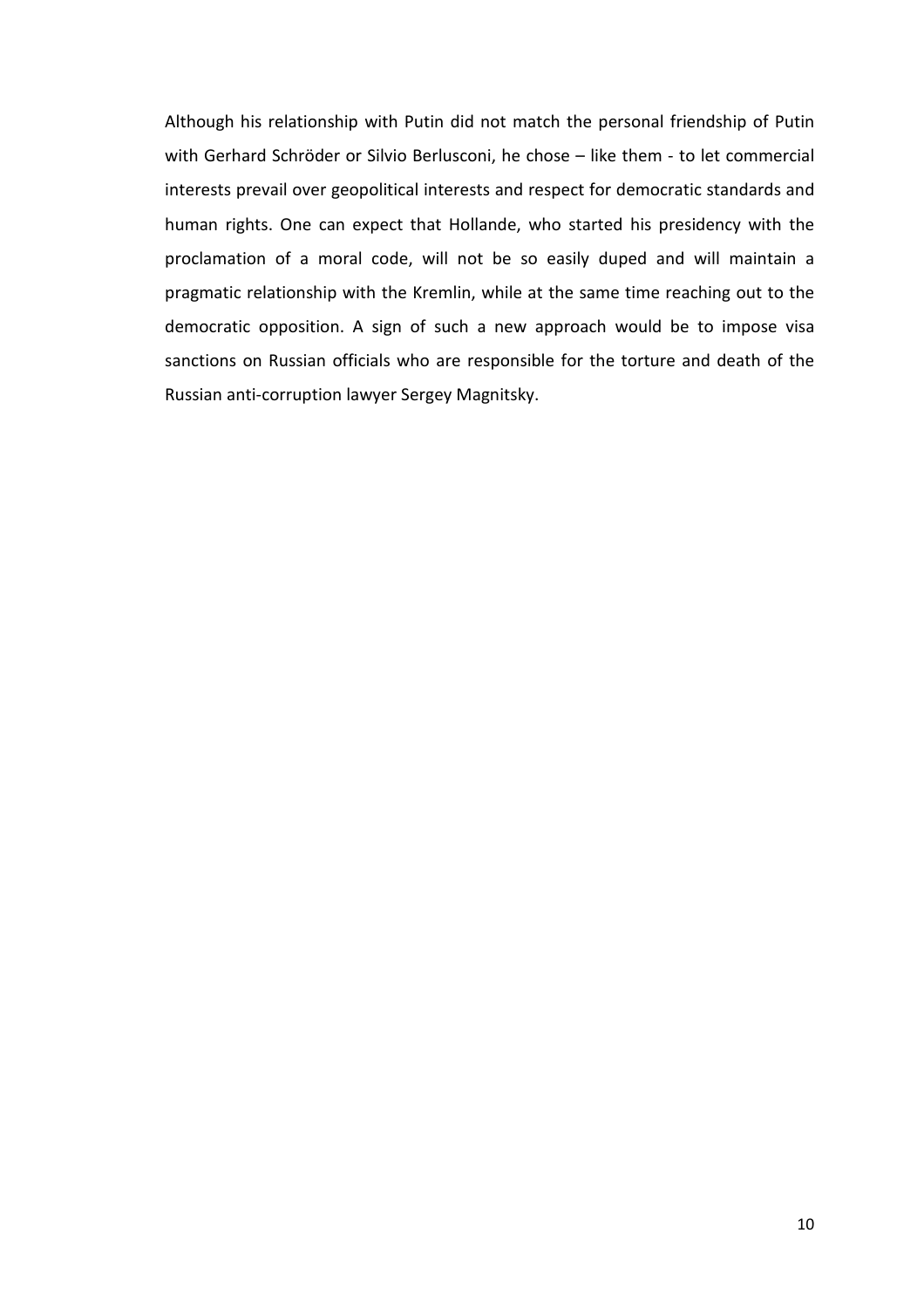Although his relationship with Putin did not match the personal friendship of Putin with Gerhard Schröder or Silvio Berlusconi, he chose – like them - to let commercial interests prevail over geopolitical interests and respect for democratic standards and human rights. One can expect that Hollande, who started his presidency with the proclamation of a moral code, will not be so easily duped and will maintain a pragmatic relationship with the Kremlin, while at the same time reaching out to the democratic opposition. A sign of such a new approach would be to impose visa sanctions on Russian officials who are responsible for the torture and death of the Russian anti-corruption lawyer Sergey Magnitsky.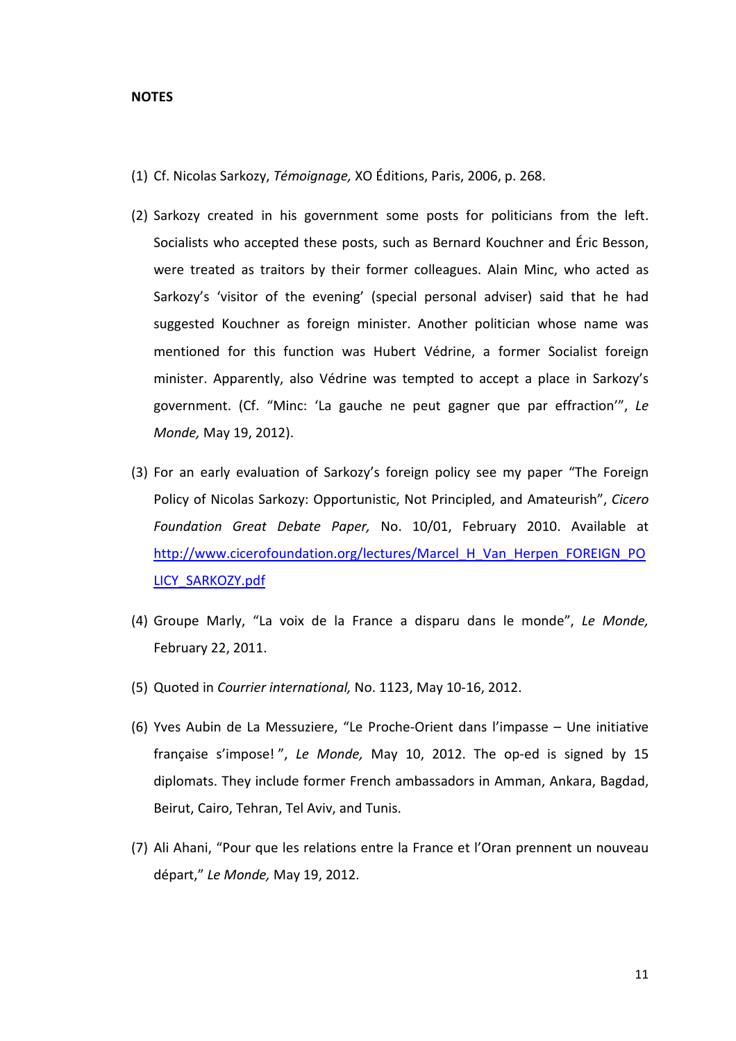**NOTES**

(1) Cf. Nicolas Sarkozy, *Témoignage,* XO Éditions, Paris, 2006, p. 268.

(2) Sarkozy created in his government some posts for politicians from the left. Socialists who accepted these posts, such as Bernard Kouchner and Éric Besson, were treated as traitors by their former colleagues. Alain Minc, who acted as Sarkozy's 'visitor of the evening' (special personal adviser) said that he had suggested Kouchner as foreign minister. Another politician whose name was mentioned for this function was Hubert Védrine, a former Socialist foreign minister. Apparently, also Védrine was tempted to accept a place in Sarkozy's government. (Cf. "Minc: 'La gauche ne peut gagner que par effraction'", *Le Monde,* May 19, 2012).

(3) For an early evaluation of Sarkozy's foreign policy see my paper "The Foreign Policy of Nicolas Sarkozy: Opportunistic, Not Principled, and Amateurish", *Cicero Foundation Great Debate Paper,* No. 10/01, February 2010. Available at http://www.cicerofoundation.org/lectures/Marcel_H_Van_Herpen_FOREIGN_POLICY_SARKOZY.pdf

(4) Groupe Marly, "La voix de la France a disparu dans le monde", *Le Monde,* February 22, 2011.

(5) Quoted in *Courrier international,* No. 1123, May 10-16, 2012.

(6) Yves Aubin de La Messuziere, "Le Proche-Orient dans l'impasse – Une initiative française s'impose! ", *Le Monde,* May 10, 2012. The op-ed is signed by 15 diplomats. They include former French ambassadors in Amman, Ankara, Bagdad, Beirut, Cairo, Tehran, Tel Aviv, and Tunis.

(7) Ali Ahani, "Pour que les relations entre la France et l'Oran prennent un nouveau départ," *Le Monde,* May 19, 2012.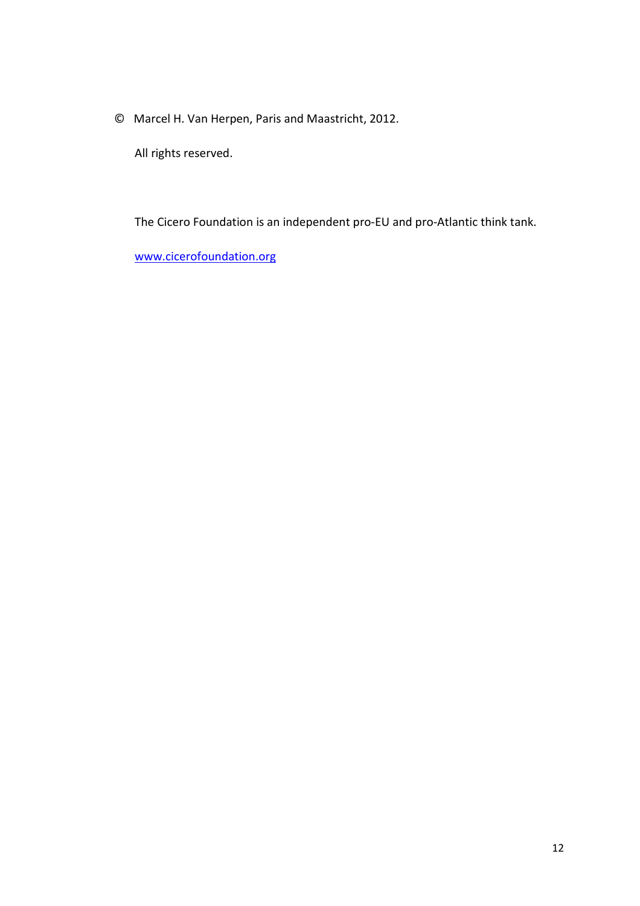© Marcel H. Van Herpen, Paris and Maastricht, 2012.

All rights reserved.

The Cicero Foundation is an independent pro-EU and pro-Atlantic think tank.

www.cicerofoundation.org